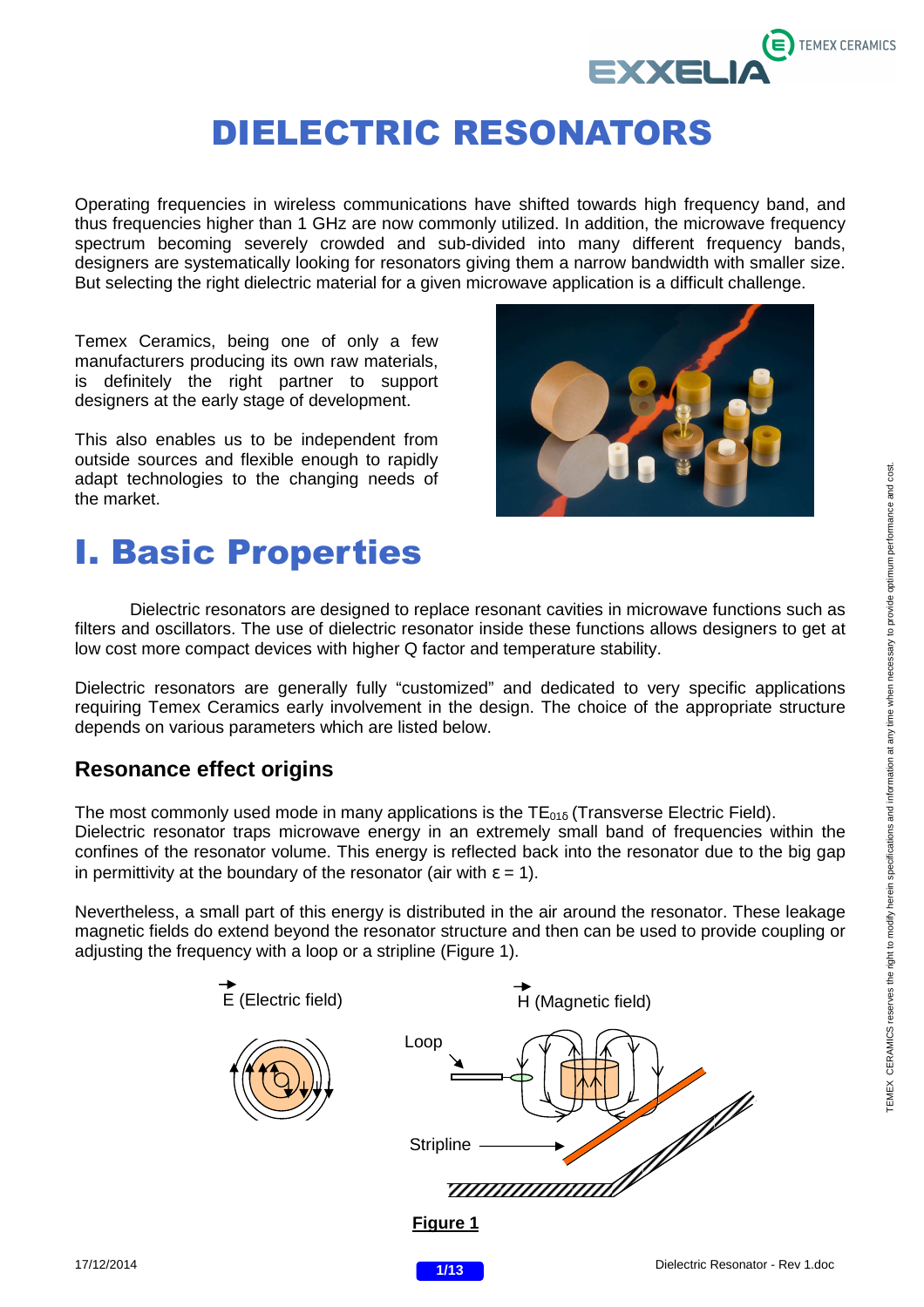# DIELECTRIC RESONATORS

Operating frequencies in wireless communications have shifted towards high frequency band, and thus frequencies higher than 1 GHz are now commonly utilized. In addition, the microwave frequency spectrum becoming severely crowded and sub-divided into many different frequency bands, designers are systematically looking for resonators giving them a narrow bandwidth with smaller size. But selecting the right dielectric material for a given microwave application is a difficult challenge.

Temex Ceramics, being one of only a few manufacturers producing its own raw materials, is definitely the right partner to support designers at the early stage of development.

This also enables us to be independent from outside sources and flexible enough to rapidly adapt technologies to the changing needs of the market.

# I. Basic Properties

Dielectric resonators are designed to replace resonant cavities in microwave functions such as filters and oscillators. The use of dielectric resonator inside these functions allows designers to get at low cost more compact devices with higher Q factor and temperature stability.

Dielectric resonators are generally fully "customized" and dedicated to very specific applications requiring Temex Ceramics early involvement in the design. The choice of the appropriate structure depends on various parameters which are listed below.

## Resonance effect origins

The most commonly used mode in many applications is the $TE_{01\delta}$ (Transverse Electric Field).
Dielectric resonator traps microwave energy in an extremely small band of frequencies within the confines of the resonator volume. This energy is reflected back into the resonator due to the big gap in permittivity at the boundary of the resonator (air with $\varepsilon = 1$).

Nevertheless, a small part of this energy is distributed in the air around the resonator. These leakage magnetic fields do extend beyond the resonator structure and then can be used to provide coupling or adjusting the frequency with a loop or a stripline (Figure 1).

$\vec{E}$ (Electric field) $\vec{H}$ (Magnetic field)

Loop

Stripline

**Figure 1**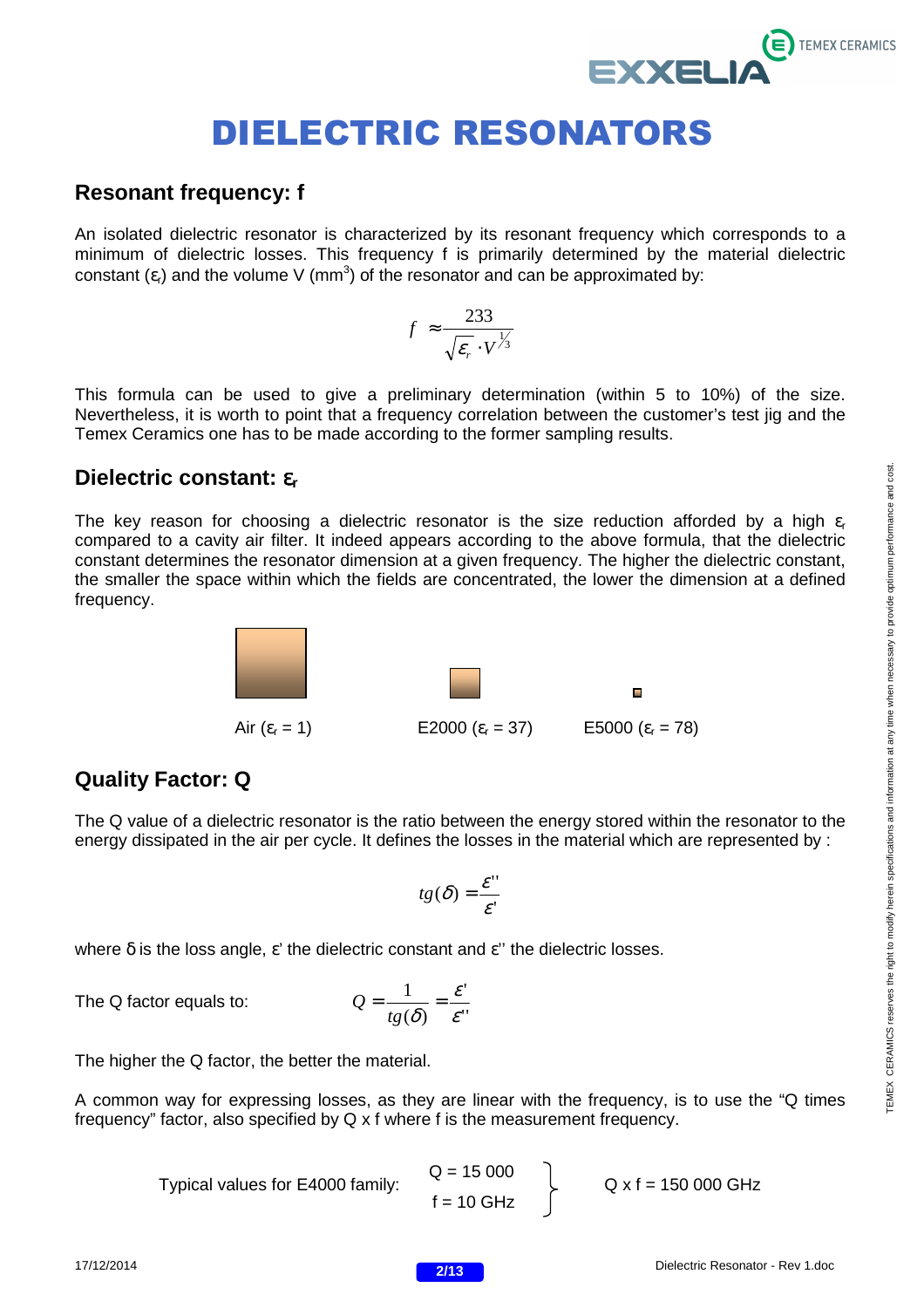# DIELECTRIC RESONATORS

## Resonant frequency: f

An isolated dielectric resonator is characterized by its resonant frequency which corresponds to a minimum of dielectric losses. This frequency f is primarily determined by the material dielectric constant ($\varepsilon_r$) and the volume V ($mm^3$) of the resonator and can be approximated by:

$$f \approx \frac{233}{\sqrt{\varepsilon_r} \cdot V^{1/3}}$$

This formula can be used to give a preliminary determination (within 5 to 10%) of the size. Nevertheless, it is worth to point that a frequency correlation between the customer's test jig and the Temex Ceramics one has to be made according to the former sampling results.

## Dielectric constant: $\varepsilon_r$

The key reason for choosing a dielectric resonator is the size reduction afforded by a high $\varepsilon_r$ compared to a cavity air filter. It indeed appears according to the above formula, that the dielectric constant determines the resonator dimension at a given frequency. The higher the dielectric constant, the smaller the space within which the fields are concentrated, the lower the dimension at a defined frequency.

Air ($\varepsilon_r$ = 1) E2000 ($\varepsilon_r$ = 37) E5000 ($\varepsilon_r$ = 78)

## Quality Factor: Q

The Q value of a dielectric resonator is the ratio between the energy stored within the resonator to the energy dissipated in the air per cycle. It defines the losses in the material which are represented by :

$$tg(\delta) = \frac{\varepsilon''}{\varepsilon'}$$

where $\delta$ is the loss angle, $\varepsilon'$ the dielectric constant and $\varepsilon''$ the dielectric losses.

The Q factor equals to:

$$Q = \frac{1}{tg(\delta)} = \frac{\varepsilon'}{\varepsilon''}$$

The higher the Q factor, the better the material.

A common way for expressing losses, as they are linear with the frequency, is to use the "Q times frequency" factor, also specified by Q x f where f is the measurement frequency.

Typical values for E4000 family: Q = 15 000, f = 10 GHz → Q x f = 150 000 GHz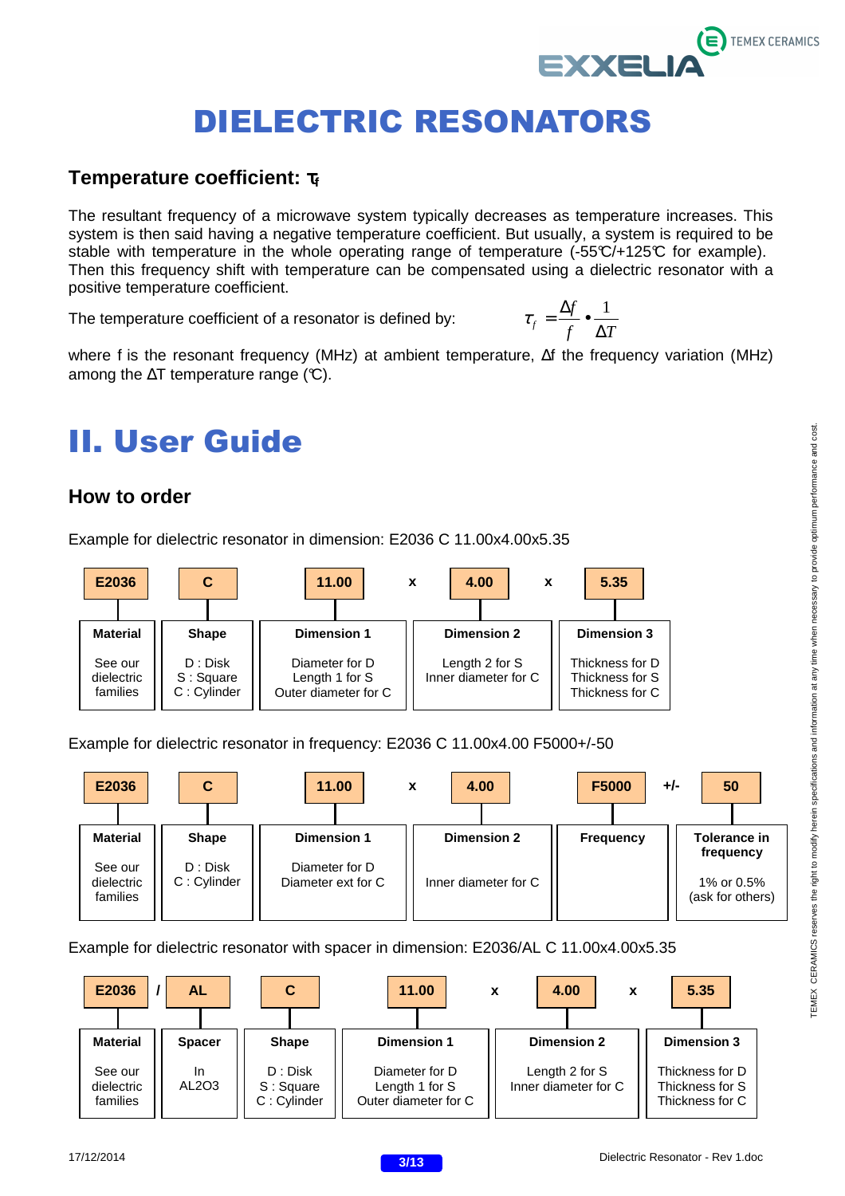# DIELECTRIC RESONATORS

## Temperature coefficient: $\tau_f$

The resultant frequency of a microwave system typically decreases as temperature increases. This system is then said having a negative temperature coefficient. But usually, a system is required to be stable with temperature in the whole operating range of temperature (-55°C/+125°C for example). Then this frequency shift with temperature can be compensated using a dielectric resonator with a positive temperature coefficient.

The temperature coefficient of a resonator is defined by:

$$\tau_f = \frac{\Delta f}{f} \bullet \frac{1}{\Delta T}$$

where f is the resonant frequency (MHz) at ambient temperature, Δf the frequency variation (MHz) among the ΔT temperature range (°C).

# II. User Guide

## How to order

Example for dielectric resonator in dimension: E2036 C 11.00x4.00x5.35

| E2036 | C | 11.00 | x | 4.00 | x | 5.35 |
|---|---|---|---|---|---|---|
| **Material**<br>See our dielectric families | **Shape**<br>D : Disk<br>S : Square<br>C : Cylinder | **Dimension 1**<br>Diameter for D<br>Length 1 for S<br>Outer diameter for C | | **Dimension 2**<br>Length 2 for S<br>Inner diameter for C | | **Dimension 3**<br>Thickness for D<br>Thickness for S<br>Thickness for C |

Example for dielectric resonator in frequency: E2036 C 11.00x4.00 F5000+/-50

| E2036 | C | 11.00 | x | 4.00 | F5000 | +/- | 50 |
|---|---|---|---|---|---|---|---|
| **Material**<br>See our dielectric families | **Shape**<br>D : Disk<br>C : Cylinder | **Dimension 1**<br>Diameter for D<br>Diameter ext for C | | **Dimension 2**<br>Inner diameter for C | **Frequency** | | **Tolerance in frequency**<br>1% or 0.5%<br>(ask for others) |

Example for dielectric resonator with spacer in dimension: E2036/AL C 11.00x4.00x5.35

| E2036 | / | AL | C | 11.00 | x | 4.00 | x | 5.35 |
|---|---|---|---|---|---|---|---|---|
| **Material**<br>See our dielectric families | | **Spacer**<br>In $AL_2O_3$ | **Shape**<br>D : Disk<br>S : Square<br>C : Cylinder | **Dimension 1**<br>Diameter for D<br>Length 1 for S<br>Outer diameter for C | | **Dimension 2**<br>Length 2 for S<br>Inner diameter for C | | **Dimension 3**<br>Thickness for D<br>Thickness for S<br>Thickness for C |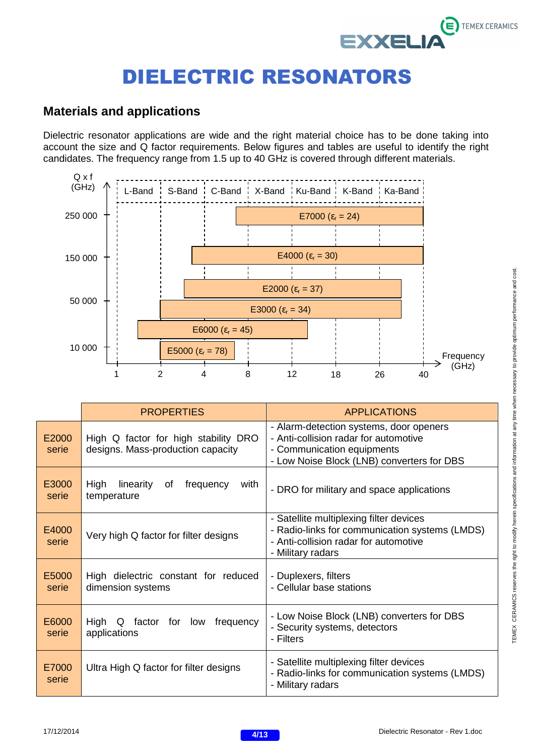# DIELECTRIC RESONATORS

## Materials and applications

Dielectric resonator applications are wide and the right material choice has to be done taking into account the size and Q factor requirements. Below figures and tables are useful to identify the right candidates. The frequency range from 1.5 up to 40 GHz is covered through different materials.

Q x f (GHz)

L-Band | S-Band | C-Band | X-Band | Ku-Band | K-Band | Ka-Band

250 000 — E7000 ($\varepsilon_r$ = 24)

150 000 — E4000 ($\varepsilon_r$ = 30)

50 000 — E2000 ($\varepsilon_r$ = 37), E3000 ($\varepsilon_r$ = 34)

10 000 — E6000 ($\varepsilon_r$ = 45), E5000 ($\varepsilon_r$ = 78)

Frequency (GHz): 1, 2, 4, 8, 12, 18, 26, 40

| | PROPERTIES | APPLICATIONS |
|---|---|---|
| E2000 serie | High Q factor for high stability DRO designs. Mass-production capacity | - Alarm-detection systems, door openers<br>- Anti-collision radar for automotive<br>- Communication equipments<br>- Low Noise Block (LNB) converters for DBS |
| E3000 serie | High linearity of frequency with temperature | - DRO for military and space applications |
| E4000 serie | Very high Q factor for filter designs | - Satellite multiplexing filter devices<br>- Radio-links for communication systems (LMDS)<br>- Anti-collision radar for automotive<br>- Military radars |
| E5000 serie | High dielectric constant for reduced dimension systems | - Duplexers, filters<br>- Cellular base stations |
| E6000 serie | High Q factor for low frequency applications | - Low Noise Block (LNB) converters for DBS<br>- Security systems, detectors<br>- Filters |
| E7000 serie | Ultra High Q factor for filter designs | - Satellite multiplexing filter devices<br>- Radio-links for communication systems (LMDS)<br>- Military radars |

TEMEX CERAMICS reserves the right to modify herein specifications and information at any time when necessary to provide optimum performance and cost.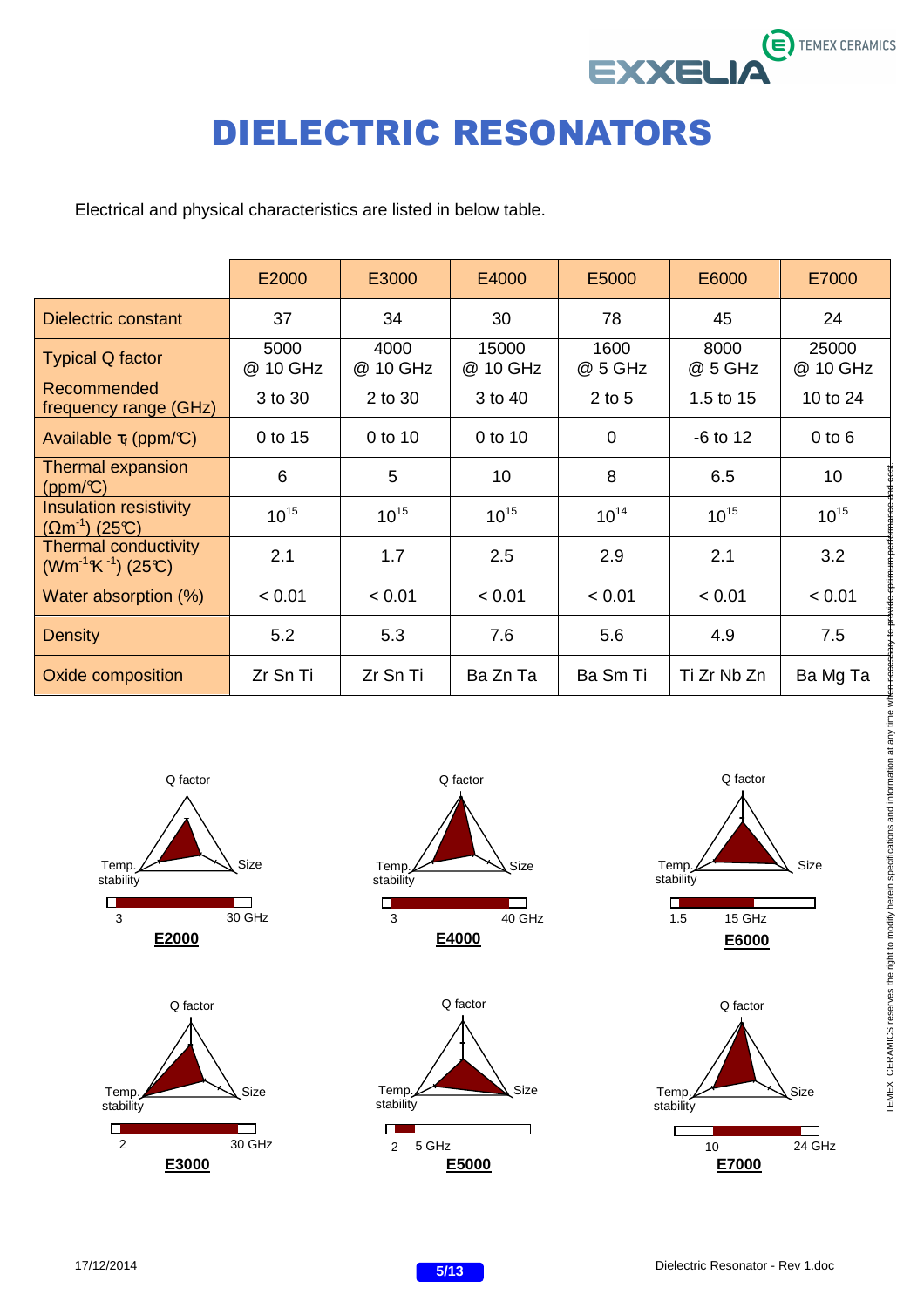# DIELECTRIC RESONATORS

Electrical and physical characteristics are listed in below table.

| | E2000 | E3000 | E4000 | E5000 | E6000 | E7000 |
|---|---|---|---|---|---|---|
| Dielectric constant | 37 | 34 | 30 | 78 | 45 | 24 |
| Typical Q factor | 5000 @ 10 GHz | 4000 @ 10 GHz | 15000 @ 10 GHz | 1600 @ 5 GHz | 8000 @ 5 GHz | 25000 @ 10 GHz |
| Recommended frequency range (GHz) | 3 to 30 | 2 to 30 | 3 to 40 | 2 to 5 | 1.5 to 15 | 10 to 24 |
| Available $\tau_f$ (ppm/°C) | 0 to 15 | 0 to 10 | 0 to 10 | 0 | -6 to 12 | 0 to 6 |
| Thermal expansion (ppm/°C) | 6 | 5 | 10 | 8 | 6.5 | 10 |
| Insulation resistivity ($\Omega m^{-1}$) (25°C) | $10^{15}$ | $10^{15}$ | $10^{15}$ | $10^{14}$ | $10^{15}$ | $10^{15}$ |
| Thermal conductivity ($Wm^{-1}K^{-1}$) (25°C) | 2.1 | 1.7 | 2.5 | 2.9 | 2.1 | 3.2 |
| Water absorption (%) | < 0.01 | < 0.01 | < 0.01 | < 0.01 | < 0.01 | < 0.01 |
| Density | 5.2 | 5.3 | 7.6 | 5.6 | 4.9 | 7.5 |
| Oxide composition | Zr Sn Ti | Zr Sn Ti | Ba Zn Ta | Ba Sm Ti | Ti Zr Nb Zn | Ba Mg Ta |

Q factor / Temp. stability / Size — 3 to 30 GHz — **E2000**

Q factor / Temp. stability / Size — 3 to 40 GHz — **E4000**

Q factor / Temp. stability / Size — 1.5 to 15 GHz — **E6000**

Q factor / Temp. stability / Size — 2 to 30 GHz — **E3000**

Q factor / Temp. stability / Size — 2 to 5 GHz — **E5000**

Q factor / Temp. stability / Size — 10 to 24 GHz — **E7000**

TEMEX CERAMICS reserves the right to modify herein specifications and information at any time when necessary to provide optimum performance and cost.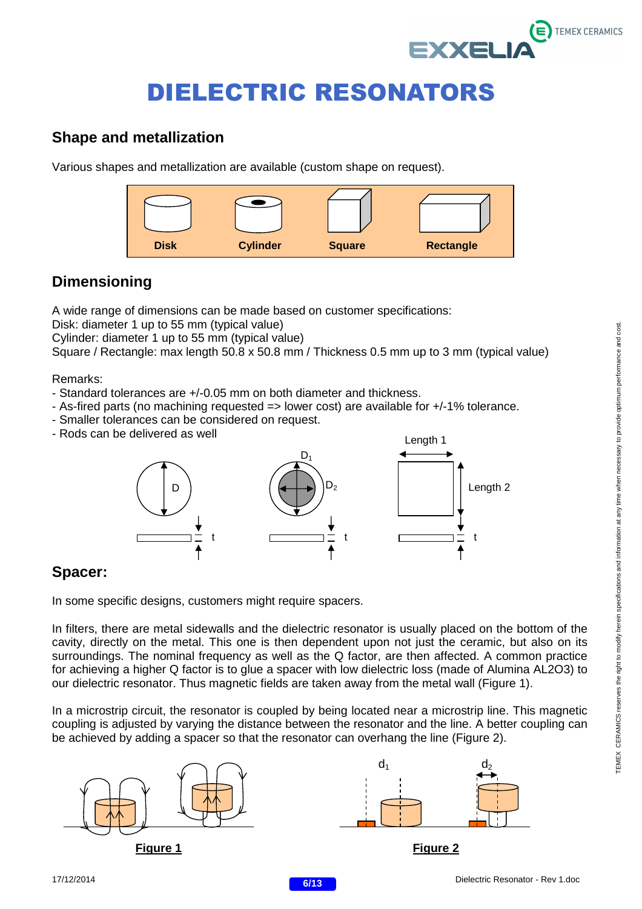# DIELECTRIC RESONATORS

## Shape and metallization

Various shapes and metallization are available (custom shape on request).

**Disk** **Cylinder** **Square** **Rectangle**

## Dimensioning

A wide range of dimensions can be made based on customer specifications:
Disk: diameter 1 up to 55 mm (typical value)
Cylinder: diameter 1 up to 55 mm (typical value)
Square / Rectangle: max length 50.8 x 50.8 mm / Thickness 0.5 mm up to 3 mm (typical value)

Remarks:
- Standard tolerances are +/-0.05 mm on both diameter and thickness.
- As-fired parts (no machining requested => lower cost) are available for +/-1% tolerance.
- Smaller tolerances can be considered on request.
- Rods can be delivered as well

D t $D_1$ $D_2$ t Length 1 Length 2 t

## Spacer:

In some specific designs, customers might require spacers.

In filters, there are metal sidewalls and the dielectric resonator is usually placed on the bottom of the cavity, directly on the metal. This one is then dependent upon not just the ceramic, but also on its surroundings. The nominal frequency as well as the Q factor, are then affected. A common practice for achieving a higher Q factor is to glue a spacer with low dielectric loss (made of Alumina $AL_2O_3$) to our dielectric resonator. Thus magnetic fields are taken away from the metal wall (Figure 1).

In a microstrip circuit, the resonator is coupled by being located near a microstrip line. This magnetic coupling is adjusted by varying the distance between the resonator and the line. A better coupling can be achieved by adding a spacer so that the resonator can overhang the line (Figure 2).

**Figure 1**

$d_1$ $d_2$

**Figure 2**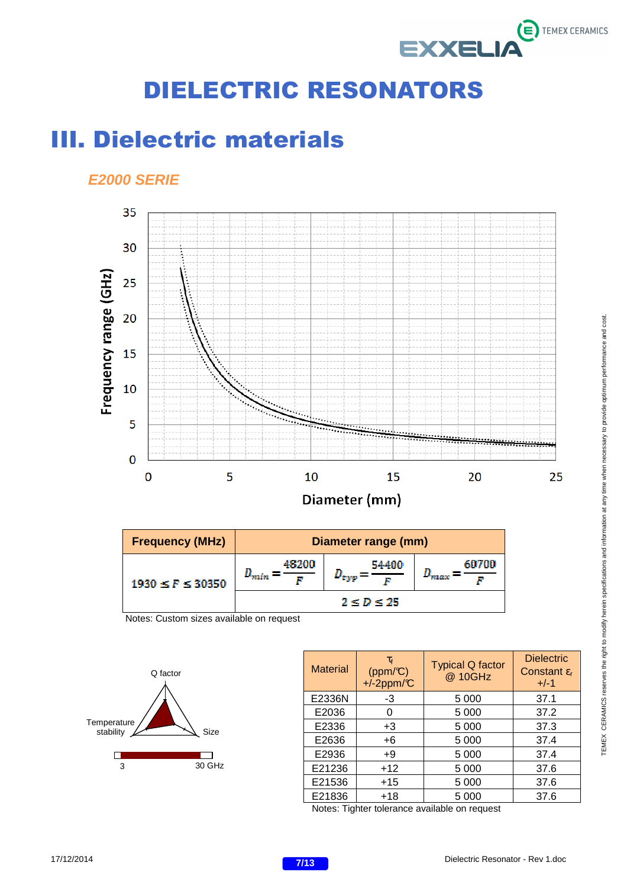# DIELECTRIC RESONATORS

## III. Dielectric materials

### *E2000 SERIE*

| Frequency (MHz) | Diameter range (mm) | | |
|---|---|---|---|
| $1930 \leq F \leq 30350$ | $D_{min} = \frac{48200}{F}$ | $D_{typ} = \frac{54400}{F}$ | $D_{max} = \frac{60700}{F}$ |
| | $2 \leq D \leq 25$ | | |

Notes: Custom sizes available on request

| Material | $\tau_f$ (ppm/°C) +/-2ppm/°C | Typical Q factor @ 10GHz | Dielectric Constant $\varepsilon_r$ +/-1 |
|---|---|---|---|
| E2336N | -3 | 5 000 | 37.1 |
| E2036 | 0 | 5 000 | 37.2 |
| E2336 | +3 | 5 000 | 37.3 |
| E2636 | +6 | 5 000 | 37.4 |
| E2936 | +9 | 5 000 | 37.4 |
| E21236 | +12 | 5 000 | 37.6 |
| E21536 | +15 | 5 000 | 37.6 |
| E21836 | +18 | 5 000 | 37.6 |

Notes: Tighter tolerance available on request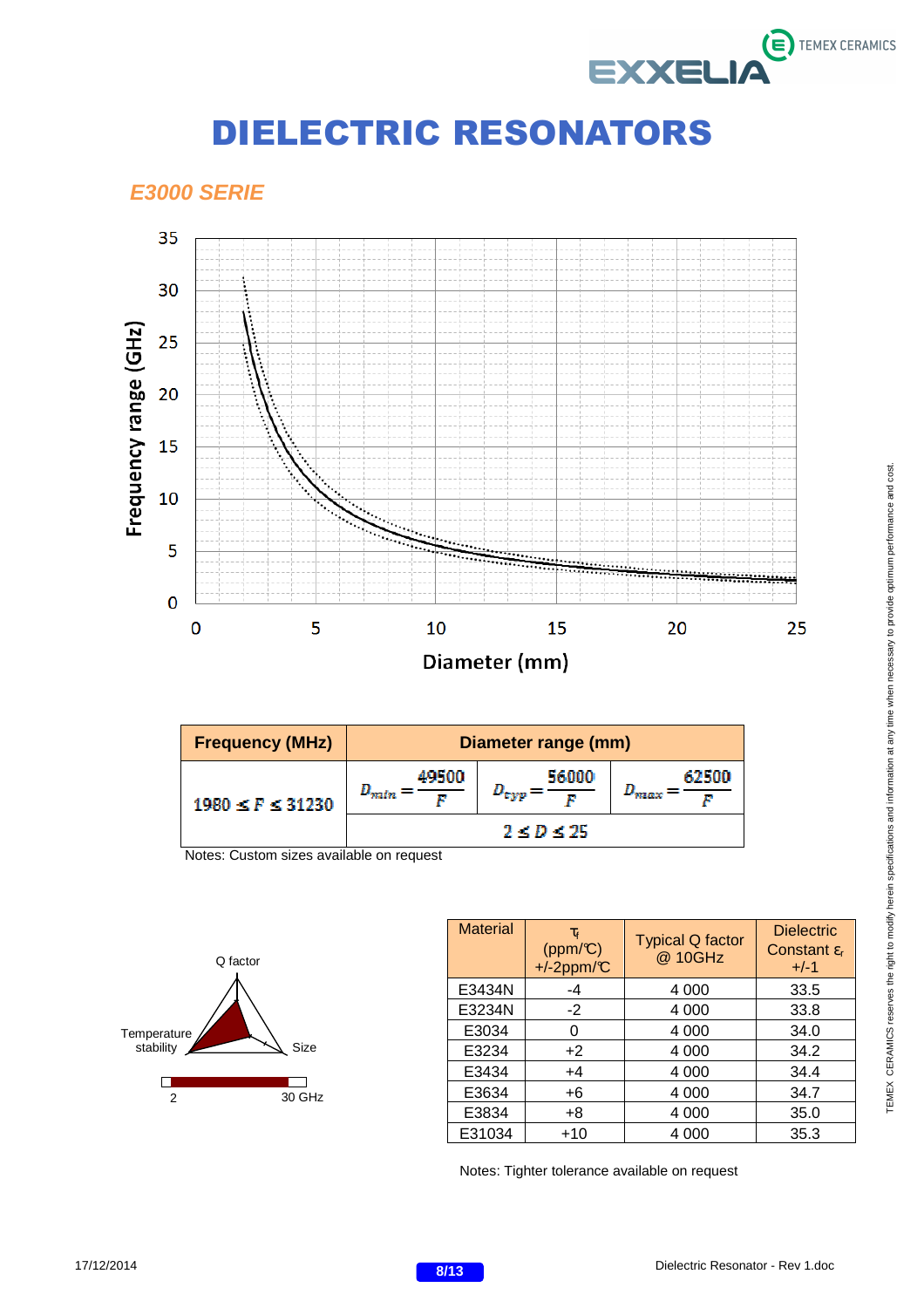# DIELECTRIC RESONATORS

## *E3000 SERIE*

| Frequency (MHz) | Diameter range (mm) | | |
|---|---|---|---|
| $1980 \leq F \leq 31230$ | $D_{min} = \frac{49500}{F}$ | $D_{typ} = \frac{56000}{F}$ | $D_{max} = \frac{62500}{F}$ |
| | $2 \leq D \leq 25$ | | |

Notes: Custom sizes available on request

| Material | $\tau_f$ (ppm/℃) +/-2ppm/℃ | Typical Q factor @ 10GHz | Dielectric Constant $\varepsilon_r$ +/-1 |
|---|---|---|---|
| E3434N | -4 | 4 000 | 33.5 |
| E3234N | -2 | 4 000 | 33.8 |
| E3034 | 0 | 4 000 | 34.0 |
| E3234 | +2 | 4 000 | 34.2 |
| E3434 | +4 | 4 000 | 34.4 |
| E3634 | +6 | 4 000 | 34.7 |
| E3834 | +8 | 4 000 | 35.0 |
| E31034 | +10 | 4 000 | 35.3 |

Notes: Tighter tolerance available on request

TEMEX CERAMICS reserves the right to modify herein specifications and information at any time when necessary to provide optimum performance and cost.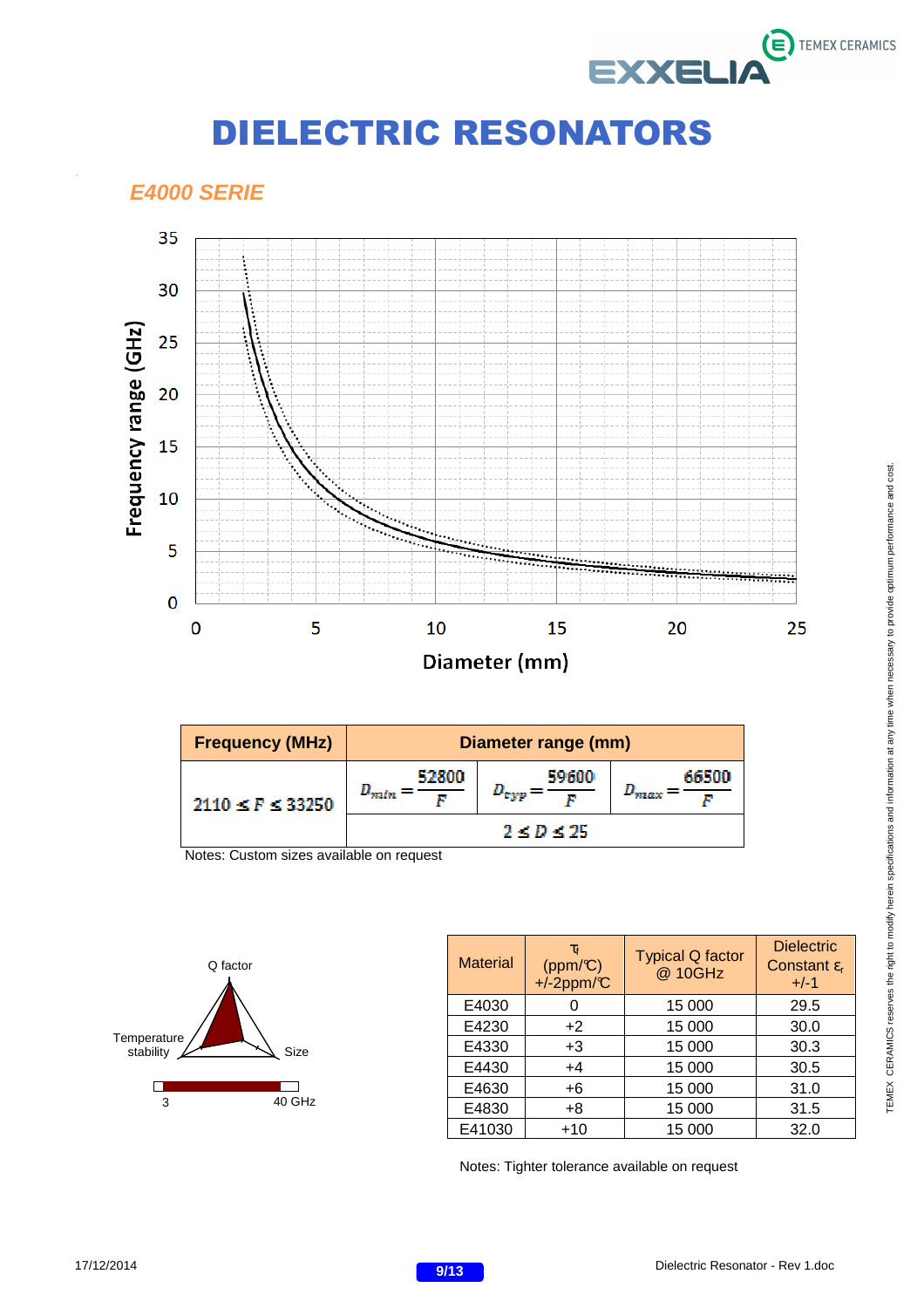# DIELECTRIC RESONATORS

## *E4000 SERIE*

| Frequency (MHz) | Diameter range (mm) | | |
|---|---|---|---|
| $2110 \leq F \leq 33250$ | $D_{min} = \frac{52800}{F}$ | $D_{typ} = \frac{59600}{F}$ | $D_{max} = \frac{66500}{F}$ |
| | $2 \leq D \leq 25$ | | |

Notes: Custom sizes available on request

| Material | $\tau_f$ (ppm/°C) +/-2ppm/°C | Typical Q factor @ 10GHz | Dielectric Constant $\varepsilon_r$ +/-1 |
|---|---|---|---|
| E4030 | 0 | 15 000 | 29.5 |
| E4230 | +2 | 15 000 | 30.0 |
| E4330 | +3 | 15 000 | 30.3 |
| E4430 | +4 | 15 000 | 30.5 |
| E4630 | +6 | 15 000 | 31.0 |
| E4830 | +8 | 15 000 | 31.5 |
| E41030 | +10 | 15 000 | 32.0 |

Notes: Tighter tolerance available on request

TEMEX CERAMICS reserves the right to modify herein specifications and information at any time when necessary to provide optimum performance and cost.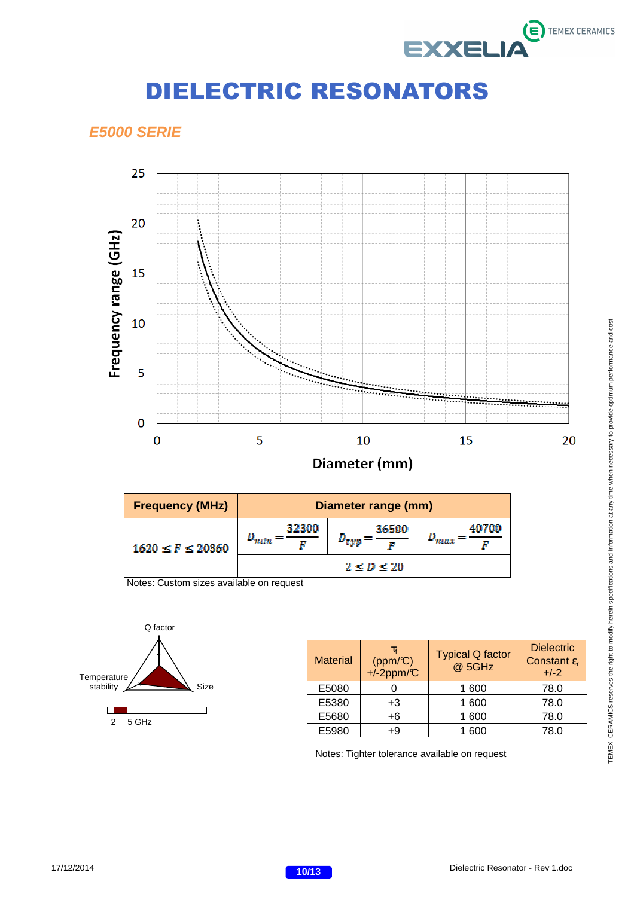# DIELECTRIC RESONATORS

## *E5000 SERIE*

| Frequency (MHz) | Diameter range (mm) | | |
|---|---|---|---|
| $1620 \leq F \leq 20360$ | $D_{min} = \frac{32300}{F}$ | $D_{typ} = \frac{36500}{F}$ | $D_{max} = \frac{40700}{F}$ |
| | $2 \leq D \leq 20$ | | |

Notes: Custom sizes available on request

| Material | $\tau_f$ (ppm/℃) +/-2ppm/℃ | Typical Q factor @ 5GHz | Dielectric Constant $\varepsilon_r$ +/-2 |
|---|---|---|---|
| E5080 | 0 | 1 600 | 78.0 |
| E5380 | +3 | 1 600 | 78.0 |
| E5680 | +6 | 1 600 | 78.0 |
| E5980 | +9 | 1 600 | 78.0 |

Notes: Tighter tolerance available on request

TEMEX CERAMICS reserves the right to modify herein specifications and information at any time when necessary to provide optimum performance and cost.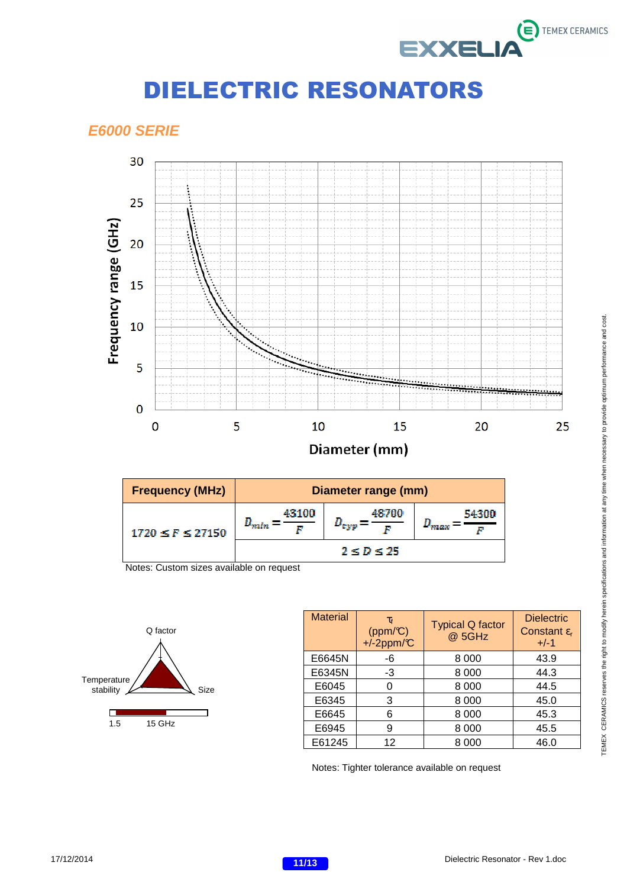# DIELECTRIC RESONATORS

## *E6000 SERIE*

| Frequency (MHz) | Diameter range (mm) | | |
|---|---|---|---|
| $1720 \leq F \leq 27150$ | $D_{min} = \frac{43100}{F}$ | $D_{typ} = \frac{48700}{F}$ | $D_{max} = \frac{54300}{F}$ |
| | $2 \leq D \leq 25$ | | |

Notes: Custom sizes available on request

Q factor

Temperature stability

Size

1.5 15 GHz

| Material | $\tau_f$ (ppm/°C) +/-2ppm/°C | Typical Q factor @ 5GHz | Dielectric Constant $\varepsilon_r$ +/-1 |
|---|---|---|---|
| E6645N | -6 | 8 000 | 43.9 |
| E6345N | -3 | 8 000 | 44.3 |
| E6045 | 0 | 8 000 | 44.5 |
| E6345 | 3 | 8 000 | 45.0 |
| E6645 | 6 | 8 000 | 45.3 |
| E6945 | 9 | 8 000 | 45.5 |
| E61245 | 12 | 8 000 | 46.0 |

Notes: Tighter tolerance available on request

TEMEX CERAMICS reserves the right to modify herein specifications and information at any time when necessary to provide optimum performance and cost.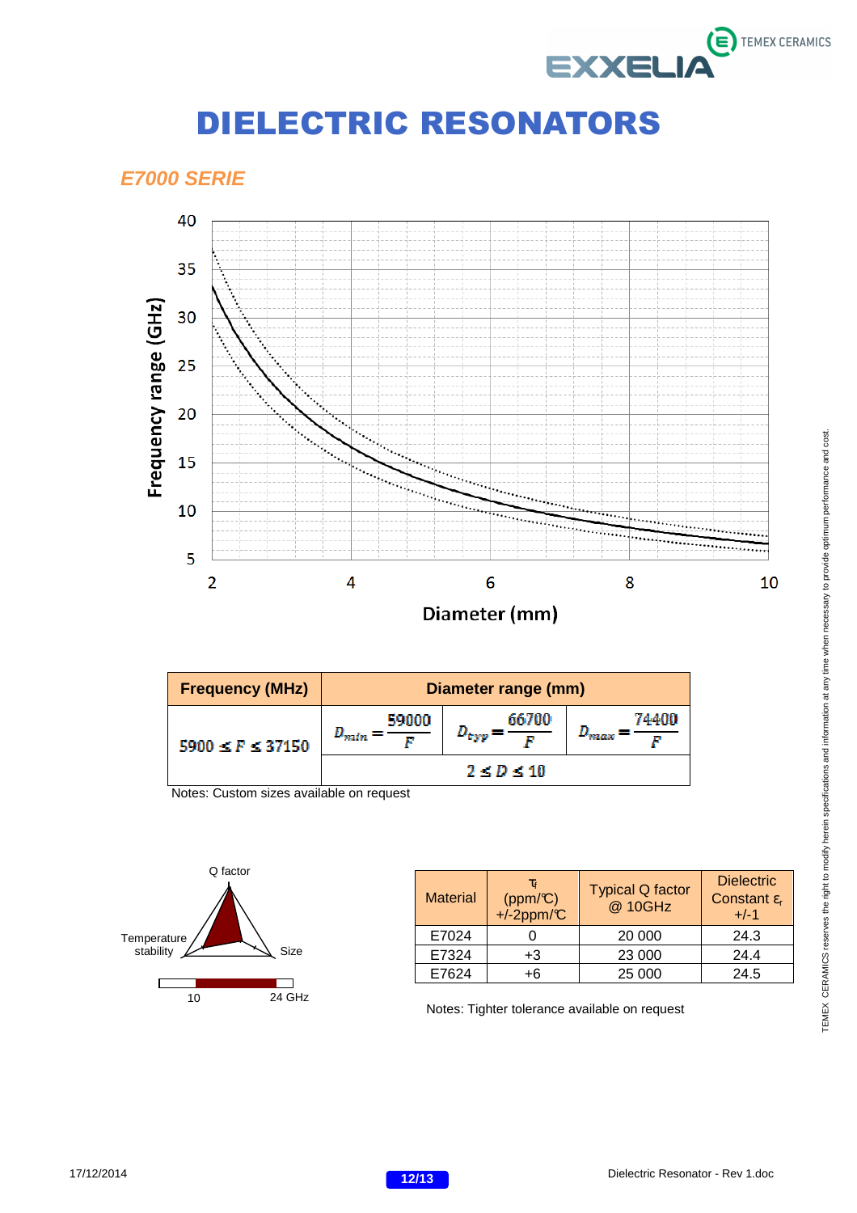# DIELECTRIC RESONATORS

## *E7000 SERIE*

| Frequency (MHz) | Diameter range (mm) | | |
|---|---|---|---|
| $5900 \leq F \leq 37150$ | $D_{min} = \frac{59000}{F}$ | $D_{typ} = \frac{66700}{F}$ | $D_{max} = \frac{74400}{F}$ |
| | $2 \leq D \leq 10$ | | |

Notes: Custom sizes available on request

| Material | $\tau_f$ (ppm/°C) +/-2ppm/°C | Typical Q factor @ 10GHz | Dielectric Constant $\varepsilon_r$ +/-1 |
|---|---|---|---|
| E7024 | 0 | 20 000 | 24.3 |
| E7324 | +3 | 23 000 | 24.4 |
| E7624 | +6 | 25 000 | 24.5 |

Notes: Tighter tolerance available on request

TEMEX CERAMICS reserves the right to modify herein specifications and information at any time when necessary to provide optimum performance and cost.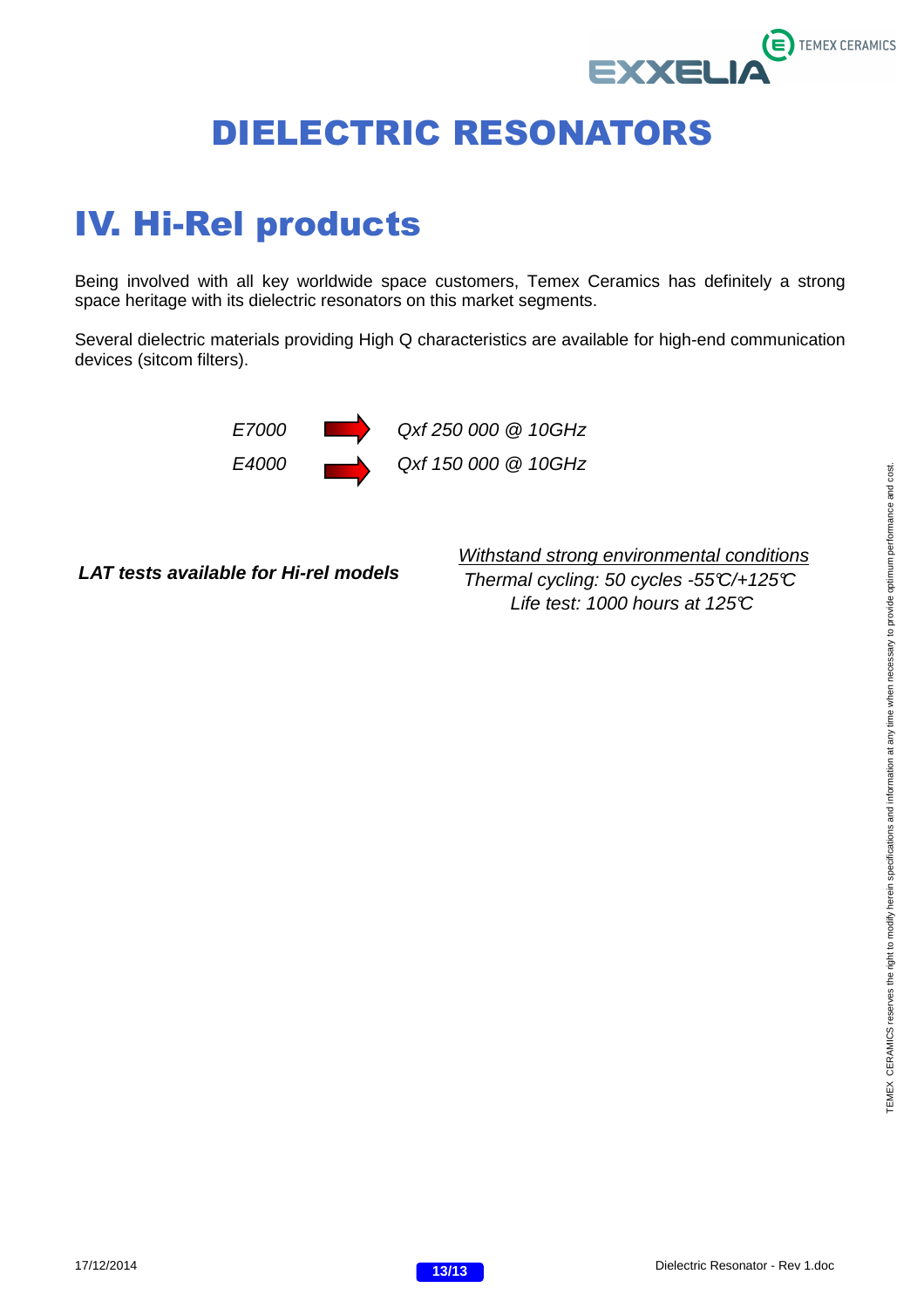# DIELECTRIC RESONATORS

## IV. Hi-Rel products

Being involved with all key worldwide space customers, Temex Ceramics has definitely a strong space heritage with its dielectric resonators on this market segments.

Several dielectric materials providing High Q characteristics are available for high-end communication devices (sitcom filters).

*E7000* → *Qxf 250 000 @ 10GHz*

*E4000* → *Qxf 150 000 @ 10GHz*

***LAT tests available for Hi-rel models***

*Withstand strong environmental conditions*

*Thermal cycling: 50 cycles -55℃/+125℃*

*Life test: 1000 hours at 125℃*

TEMEX CERAMICS reserves the right to modify herein specifications and information at any time when necessary to provide optimum performance and cost.